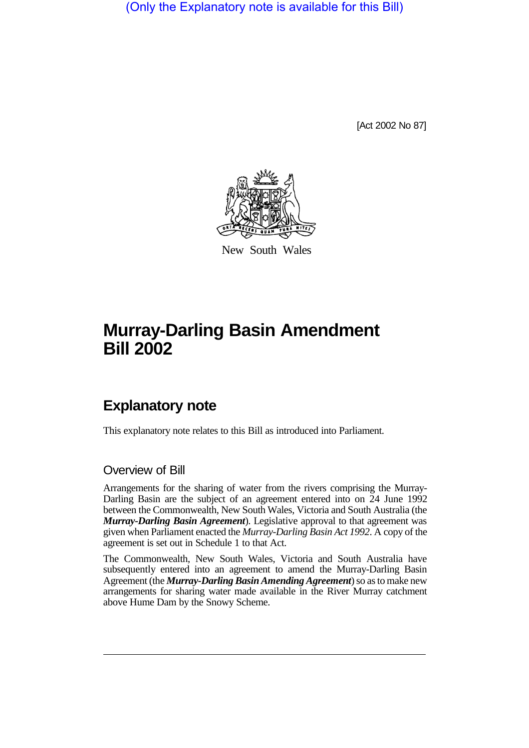(Only the Explanatory note is available for this Bill)

[Act 2002 No 87]

New South Wales

# Murray-Darling Basin Amendment Bill 2002

## Explanatory note

This explanatory note relates to this Bill as introduced into Parliament.

### Overview of Bill

Arrangements for the sharing of water from the rivers comprising the Murray-Darling Basin are the subject of an agreement entered into on 24 June 1992 between the Commonwealth, New South Wales, Victoria and South Australia (the ***Murray-Darling Basin Agreement***). Legislative approval to that agreement was given when Parliament enacted the *Murray-Darling Basin Act 1992*. A copy of the agreement is set out in Schedule 1 to that Act.

The Commonwealth, New South Wales, Victoria and South Australia have subsequently entered into an agreement to amend the Murray-Darling Basin Agreement (the ***Murray-Darling Basin Amending Agreement***) so as to make new arrangements for sharing water made available in the River Murray catchment above Hume Dam by the Snowy Scheme.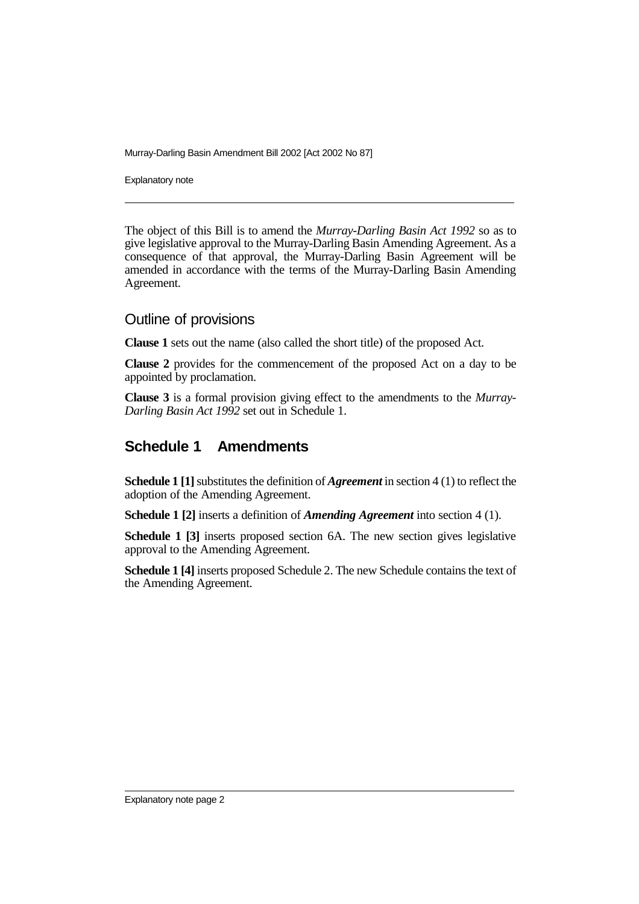The object of this Bill is to amend the *Murray-Darling Basin Act 1992* so as to give legislative approval to the Murray-Darling Basin Amending Agreement. As a consequence of that approval, the Murray-Darling Basin Agreement will be amended in accordance with the terms of the Murray-Darling Basin Amending Agreement.

## Outline of provisions

**Clause 1** sets out the name (also called the short title) of the proposed Act.

**Clause 2** provides for the commencement of the proposed Act on a day to be appointed by proclamation.

**Clause 3** is a formal provision giving effect to the amendments to the *Murray-Darling Basin Act 1992* set out in Schedule 1.

## Schedule 1 Amendments

**Schedule 1 [1]** substitutes the definition of ***Agreement*** in section 4 (1) to reflect the adoption of the Amending Agreement.

**Schedule 1 [2]** inserts a definition of ***Amending Agreement*** into section 4 (1).

**Schedule 1 [3]** inserts proposed section 6A. The new section gives legislative approval to the Amending Agreement.

**Schedule 1 [4]** inserts proposed Schedule 2. The new Schedule contains the text of the Amending Agreement.